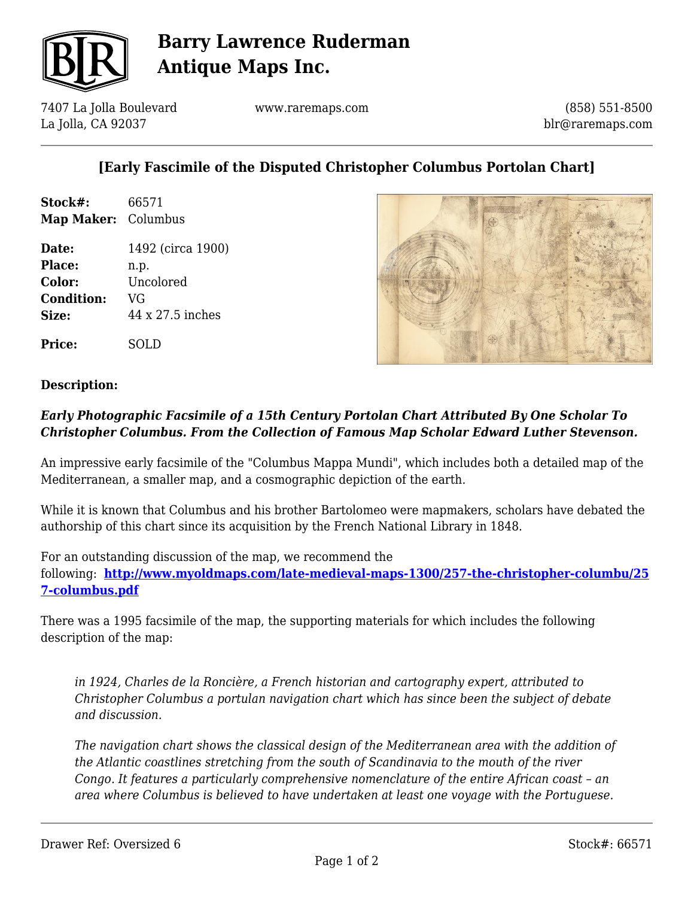# Barry Lawrence Ruderman Antique Maps Inc.

7407 La Jolla Boulevard
La Jolla, CA 92037

www.raremaps.com

(858) 551-8500
blr@raremaps.com

## [Early Fascimile of the Disputed Christopher Columbus Portolan Chart]

**Stock#:** 66571
**Map Maker:** Columbus

**Date:** 1492 (circa 1900)
**Place:** n.p.
**Color:** Uncolored
**Condition:** VG
**Size:** 44 x 27.5 inches

**Price:** SOLD

### Description:

***Early Photographic Facsimile of a 15th Century Portolan Chart Attributed By One Scholar To Christopher Columbus. From the Collection of Famous Map Scholar Edward Luther Stevenson.***

An impressive early facsimile of the "Columbus Mappa Mundi", which includes both a detailed map of the Mediterranean, a smaller map, and a cosmographic depiction of the earth.

While it is known that Columbus and his brother Bartolomeo were mapmakers, scholars have debated the authorship of this chart since its acquisition by the French National Library in 1848.

For an outstanding discussion of the map, we recommend the following: **[http://www.myoldmaps.com/late-medieval-maps-1300/257-the-christopher-columbu/257-columbus.pdf](http://www.myoldmaps.com/late-medieval-maps-1300/257-the-christopher-columbu/257-columbus.pdf)**

There was a 1995 facsimile of the map, the supporting materials for which includes the following description of the map:

> *in 1924, Charles de la Roncière, a French historian and cartography expert, attributed to Christopher Columbus a portulan navigation chart which has since been the subject of debate and discussion.*
>
> *The navigation chart shows the classical design of the Mediterranean area with the addition of the Atlantic coastlines stretching from the south of Scandinavia to the mouth of the river Congo. It features a particularly comprehensive nomenclature of the entire African coast – an area where Columbus is believed to have undertaken at least one voyage with the Portuguese.*

Drawer Ref: Oversized 6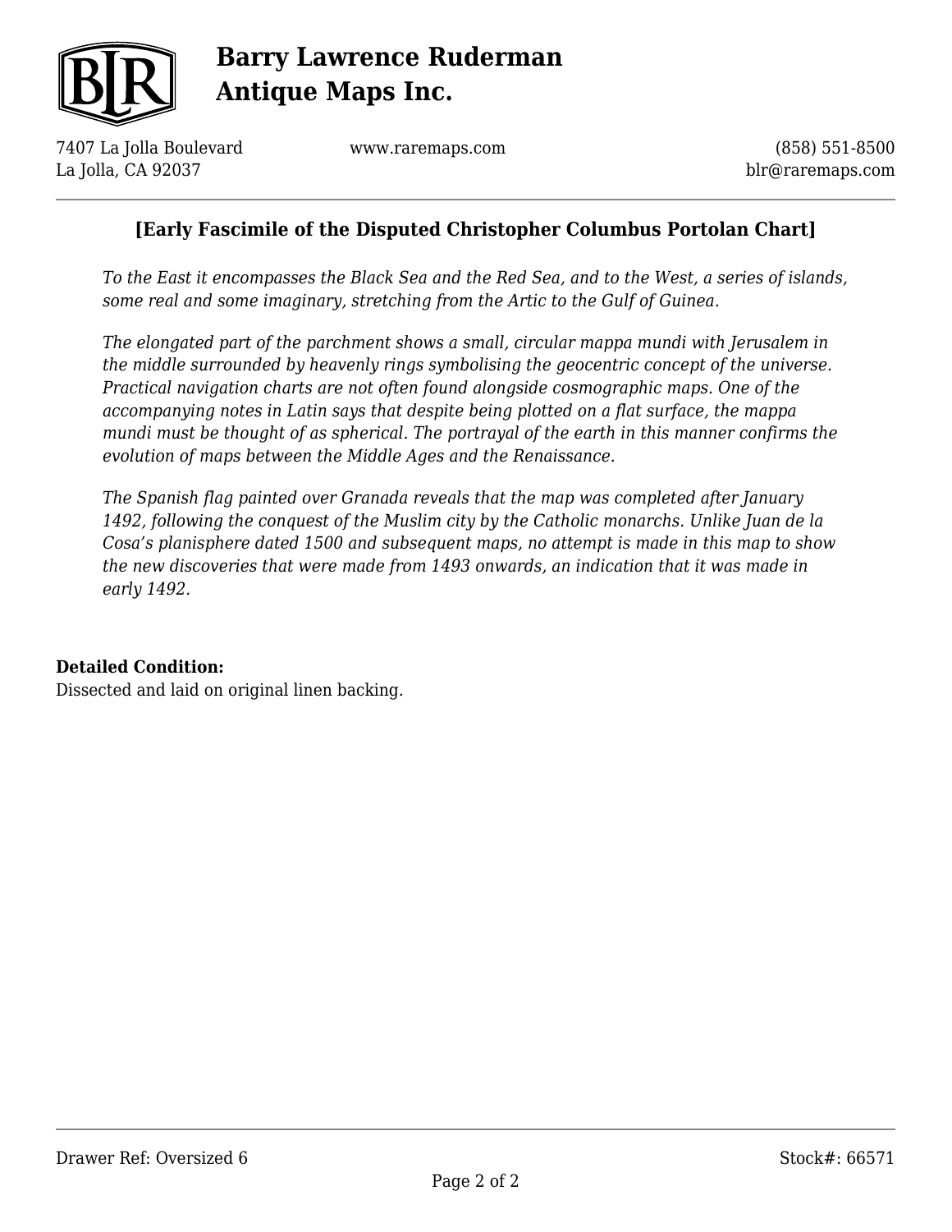## [Early Fascimile of the Disputed Christopher Columbus Portolan Chart]

*To the East it encompasses the Black Sea and the Red Sea, and to the West, a series of islands, some real and some imaginary, stretching from the Artic to the Gulf of Guinea.*

*The elongated part of the parchment shows a small, circular mappa mundi with Jerusalem in the middle surrounded by heavenly rings symbolising the geocentric concept of the universe. Practical navigation charts are not often found alongside cosmographic maps. One of the accompanying notes in Latin says that despite being plotted on a flat surface, the mappa mundi must be thought of as spherical. The portrayal of the earth in this manner confirms the evolution of maps between the Middle Ages and the Renaissance.*

*The Spanish flag painted over Granada reveals that the map was completed after January 1492, following the conquest of the Muslim city by the Catholic monarchs. Unlike Juan de la Cosa's planisphere dated 1500 and subsequent maps, no attempt is made in this map to show the new discoveries that were made from 1493 onwards, an indication that it was made in early 1492.*

**Detailed Condition:**
Dissected and laid on original linen backing.

Drawer Ref: Oversized 6

Stock#: 66571